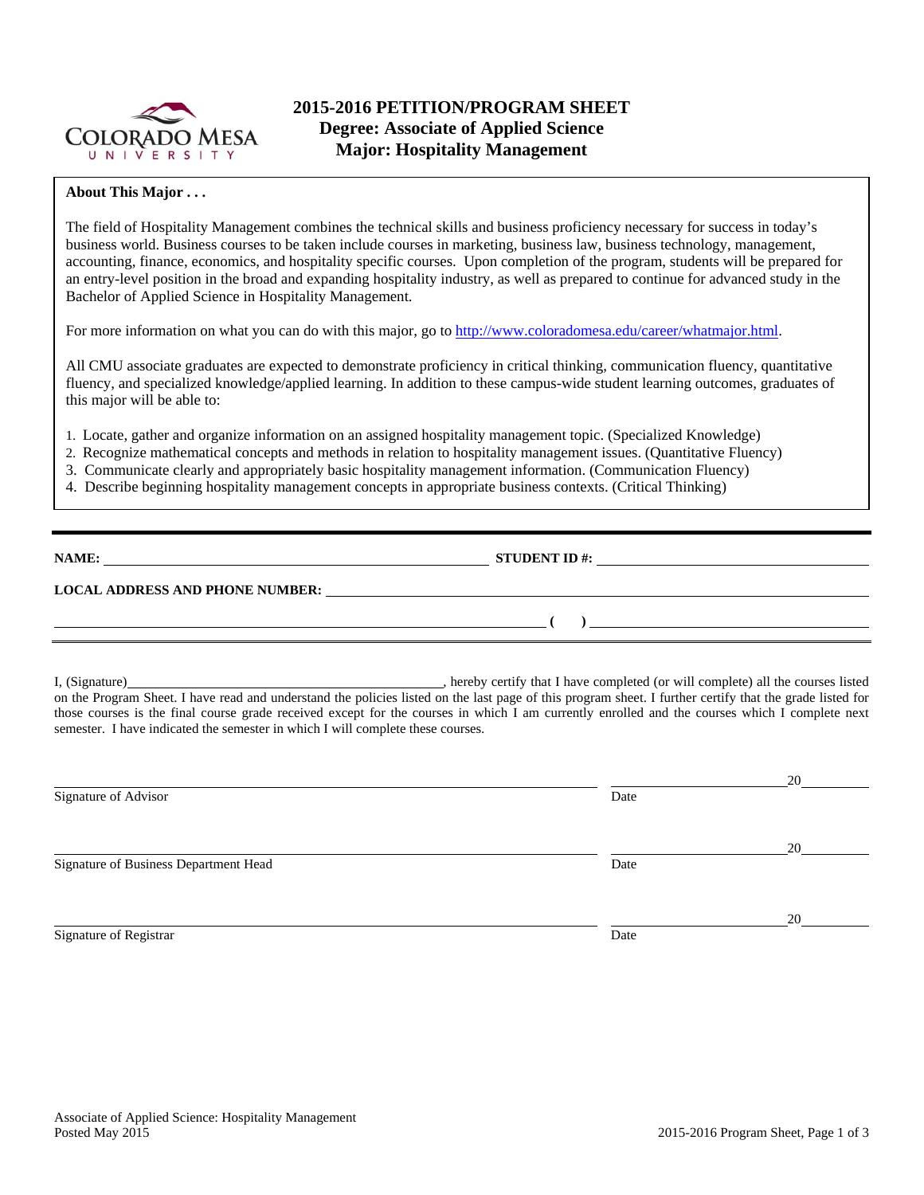# 2015-2016 PETITION/PROGRAM SHEET
## Degree: Associate of Applied Science
## Major: Hospitality Management

**About This Major . . .**

The field of Hospitality Management combines the technical skills and business proficiency necessary for success in today's business world. Business courses to be taken include courses in marketing, business law, business technology, management, accounting, finance, economics, and hospitality specific courses. Upon completion of the program, students will be prepared for an entry-level position in the broad and expanding hospitality industry, as well as prepared to continue for advanced study in the Bachelor of Applied Science in Hospitality Management.

For more information on what you can do with this major, go to http://www.coloradomesa.edu/career/whatmajor.html.

All CMU associate graduates are expected to demonstrate proficiency in critical thinking, communication fluency, quantitative fluency, and specialized knowledge/applied learning. In addition to these campus-wide student learning outcomes, graduates of this major will be able to:

1. Locate, gather and organize information on an assigned hospitality management topic. (Specialized Knowledge)
2. Recognize mathematical concepts and methods in relation to hospitality management issues. (Quantitative Fluency)
3. Communicate clearly and appropriately basic hospitality management information. (Communication Fluency)
4. Describe beginning hospitality management concepts in appropriate business contexts. (Critical Thinking)

---

**NAME:** ______________________________ **STUDENT ID #:** ______________________________

**LOCAL ADDRESS AND PHONE NUMBER:** ______________________________

______________________________ **( )** ______________________________

I, (Signature)______________________________, hereby certify that I have completed (or will complete) all the courses listed on the Program Sheet. I have read and understand the policies listed on the last page of this program sheet. I further certify that the grade listed for those courses is the final course grade received except for the courses in which I am currently enrolled and the courses which I complete next semester. I have indicated the semester in which I will complete these courses.

______________________________ ______________ 20______
Signature of Advisor Date

______________________________ ______________ 20______
Signature of Business Department Head Date

______________________________ ______________ 20______
Signature of Registrar Date

Associate of Applied Science: Hospitality Management
Posted May 2015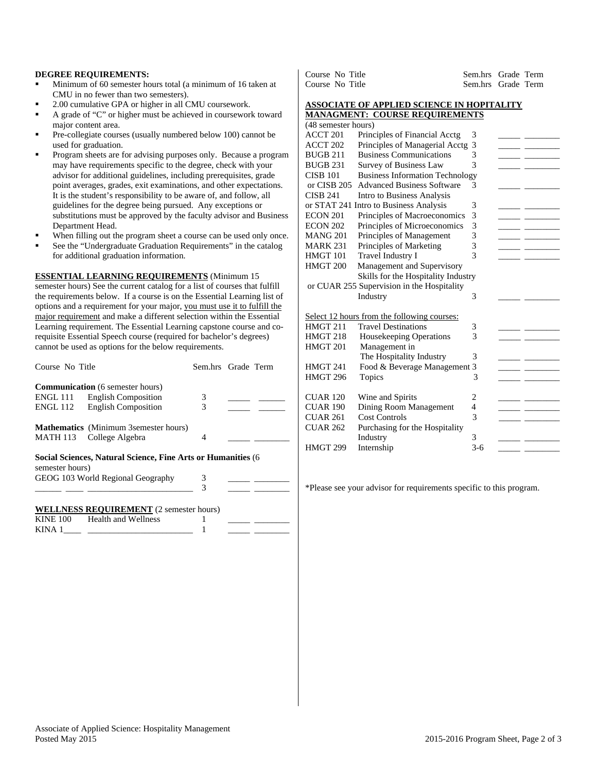**DEGREE REQUIREMENTS:**

- Minimum of 60 semester hours total (a minimum of 16 taken at CMU in no fewer than two semesters).
- 2.00 cumulative GPA or higher in all CMU coursework.
- A grade of "C" or higher must be achieved in coursework toward major content area.
- Pre-collegiate courses (usually numbered below 100) cannot be used for graduation.
- Program sheets are for advising purposes only. Because a program may have requirements specific to the degree, check with your advisor for additional guidelines, including prerequisites, grade point averages, grades, exit examinations, and other expectations. It is the student's responsibility to be aware of, and follow, all guidelines for the degree being pursued. Any exceptions or substitutions must be approved by the faculty advisor and Business Department Head.
- When filling out the program sheet a course can be used only once.
- See the "Undergraduate Graduation Requirements" in the catalog for additional graduation information.

**ESSENTIAL LEARNING REQUIREMENTS** (Minimum 15 semester hours) See the current catalog for a list of courses that fulfill the requirements below. If a course is on the Essential Learning list of options and a requirement for your major, you must use it to fulfill the major requirement and make a different selection within the Essential Learning requirement. The Essential Learning capstone course and co-requisite Essential Speech course (required for bachelor's degrees) cannot be used as options for the below requirements.

| Course No | Title | Sem.hrs | Grade | Term |
|---|---|---|---|---|
| **Communication** (6 semester hours) | | | | |
| ENGL 111 | English Composition | 3 | _____ | _____ |
| ENGL 112 | English Composition | 3 | _____ | _____ |
| **Mathematics** (Minimum 3semester hours) | | | | |
| MATH 113 | College Algebra | 4 | _____ | _____ |
| **Social Sciences, Natural Science, Fine Arts or Humanities** (6 semester hours) | | | | |
| GEOG 103 | World Regional Geography | 3 | _____ | _____ |
| ______ ____ | ____________________ | 3 | _____ | _____ |

**WELLNESS REQUIREMENT** (2 semester hours)

| Course No | Title | Sem.hrs | Grade | Term |
|---|---|---|---|---|
| KINE 100 | Health and Wellness | 1 | _____ | _____ |
| KINA 1____ | ____________________ | 1 | _____ | _____ |

**ASSOCIATE OF APPLIED SCIENCE IN HOPITALITY MANAGMENT: COURSE REQUIREMENTS**

(48 semester hours)

| Course No | Title | Sem.hrs | Grade | Term |
|---|---|---|---|---|
| ACCT 201 | Principles of Financial Acctg | 3 | _____ | _____ |
| ACCT 202 | Principles of Managerial Acctg | 3 | _____ | _____ |
| BUGB 211 | Business Communications | 3 | _____ | _____ |
| BUGB 231 | Survey of Business Law | 3 | _____ | _____ |
| CISB 101 or CISB 205 | Business Information Technology or Advanced Business Software | 3 | _____ | _____ |
| CISB 241 or STAT 241 | Intro to Business Analysis or Intro to Business Analysis | 3 | _____ | _____ |
| ECON 201 | Principles of Macroeconomics | 3 | _____ | _____ |
| ECON 202 | Principles of Microeconomics | 3 | _____ | _____ |
| MANG 201 | Principles of Management | 3 | _____ | _____ |
| MARK 231 | Principles of Marketing | 3 | _____ | _____ |
| HMGT 101 | Travel Industry I | 3 | _____ | _____ |
| HMGT 200 or CUAR 255 | Management and Supervisory Skills for the Hospitality Industry or Supervision in the Hospitality Industry | 3 | _____ | _____ |

Select 12 hours from the following courses:

| Course No | Title | Sem.hrs | Grade | Term |
|---|---|---|---|---|
| HMGT 211 | Travel Destinations | 3 | _____ | _____ |
| HMGT 218 | Housekeeping Operations | 3 | _____ | _____ |
| HMGT 201 | Management in The Hospitality Industry | 3 | _____ | _____ |
| HMGT 241 | Food & Beverage Management | 3 | _____ | _____ |
| HMGT 296 | Topics | 3 | _____ | _____ |
| CUAR 120 | Wine and Spirits | 2 | _____ | _____ |
| CUAR 190 | Dining Room Management | 4 | _____ | _____ |
| CUAR 261 | Cost Controls | 3 | _____ | _____ |
| CUAR 262 | Purchasing for the Hospitality Industry | 3 | _____ | _____ |
| HMGT 299 | Internship | 3-6 | _____ | _____ |

*Please see your advisor for requirements specific to this program.

Associate of Applied Science: Hospitality Management
Posted May 2015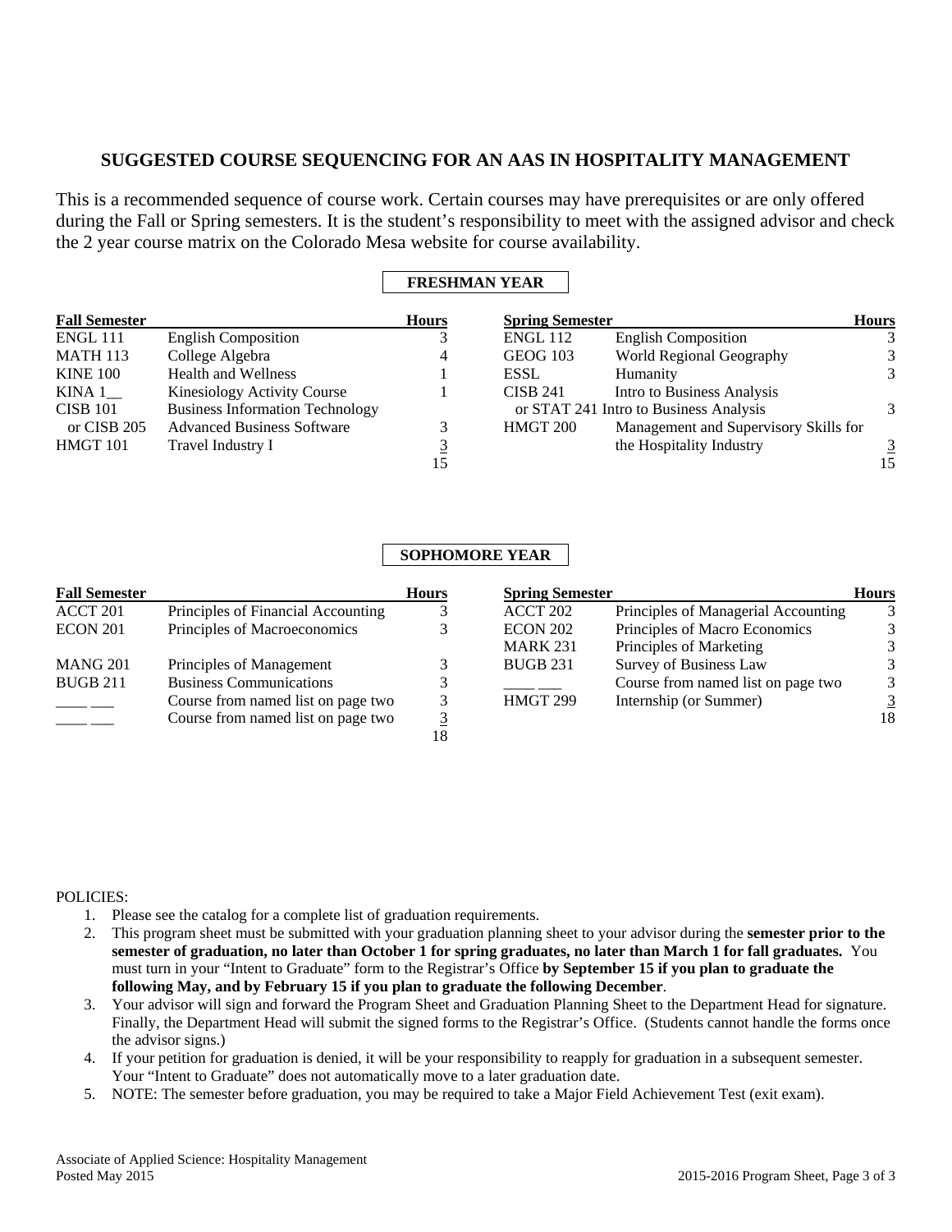## SUGGESTED COURSE SEQUENCING FOR AN AAS IN HOSPITALITY MANAGEMENT

This is a recommended sequence of course work. Certain courses may have prerequisites or are only offered during the Fall or Spring semesters. It is the student's responsibility to meet with the assigned advisor and check the 2 year course matrix on the Colorado Mesa website for course availability.

### FRESHMAN YEAR

| Fall Semester | | Hours |
|---|---|---|
| ENGL 111 | English Composition | 3 |
| MATH 113 | College Algebra | 4 |
| KINE 100 | Health and Wellness | 1 |
| KINA 1__ | Kinesiology Activity Course | 1 |
| CISB 101 or CISB 205 | Business Information Technology or Advanced Business Software | 3 |
| HMGT 101 | Travel Industry I | 3 |
| | | 15 |

| Spring Semester | | Hours |
|---|---|---|
| ENGL 112 | English Composition | 3 |
| GEOG 103 | World Regional Geography | 3 |
| ESSL | Humanity | 3 |
| CISB 241 or STAT 241 | Intro to Business Analysis or Intro to Business Analysis | 3 |
| HMGT 200 | Management and Supervisory Skills for the Hospitality Industry | 3 |
| | | 15 |

### SOPHOMORE YEAR

| Fall Semester | | Hours |
|---|---|---|
| ACCT 201 | Principles of Financial Accounting | 3 |
| ECON 201 | Principles of Macroeconomics | 3 |
| MANG 201 | Principles of Management | 3 |
| BUGB 211 | Business Communications | 3 |
| ____ ___ | Course from named list on page two | 3 |
| ____ ___ | Course from named list on page two | 3 |
| | | 18 |

| Spring Semester | | Hours |
|---|---|---|
| ACCT 202 | Principles of Managerial Accounting | 3 |
| ECON 202 | Principles of Macro Economics | 3 |
| MARK 231 | Principles of Marketing | 3 |
| BUGB 231 | Survey of Business Law | 3 |
| ____ ___ | Course from named list on page two | 3 |
| HMGT 299 | Internship (or Summer) | 3 |
| | | 18 |

POLICIES:

1. Please see the catalog for a complete list of graduation requirements.
2. This program sheet must be submitted with your graduation planning sheet to your advisor during the **semester prior to the semester of graduation, no later than October 1 for spring graduates, no later than March 1 for fall graduates.** You must turn in your "Intent to Graduate" form to the Registrar's Office **by September 15 if you plan to graduate the following May, and by February 15 if you plan to graduate the following December**.
3. Your advisor will sign and forward the Program Sheet and Graduation Planning Sheet to the Department Head for signature. Finally, the Department Head will submit the signed forms to the Registrar's Office. (Students cannot handle the forms once the advisor signs.)
4. If your petition for graduation is denied, it will be your responsibility to reapply for graduation in a subsequent semester. Your "Intent to Graduate" does not automatically move to a later graduation date.
5. NOTE: The semester before graduation, you may be required to take a Major Field Achievement Test (exit exam).